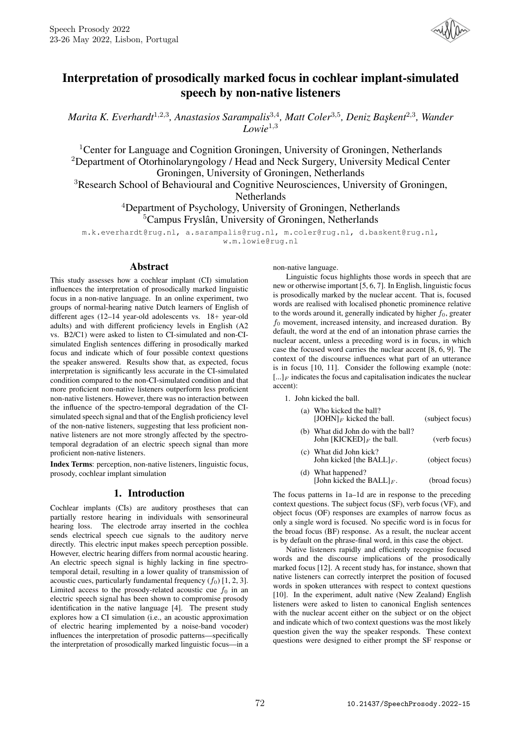# Interpretation of prosodically marked focus in cochlear implant-simulated speech by non-native listeners

*Marita K. Everhardt*[1,2,3], *Anastasios Sarampalis*[3,4], *Matt Coler*[3,5], *Deniz Başkent*[2,3], *Wander Lowie*[1,3]

[1]Center for Language and Cognition Groningen, University of Groningen, Netherlands
[2]Department of Otorhinolaryngology / Head and Neck Surgery, University Medical Center Groningen, University of Groningen, Netherlands
[3]Research School of Behavioural and Cognitive Neurosciences, University of Groningen, Netherlands
[4]Department of Psychology, University of Groningen, Netherlands
[5]Campus Fryslân, University of Groningen, Netherlands

m.k.everhardt@rug.nl, a.sarampalis@rug.nl, m.coler@rug.nl, d.baskent@rug.nl, w.m.lowie@rug.nl

## Abstract

This study assesses how a cochlear implant (CI) simulation influences the interpretation of prosodically marked linguistic focus in a non-native language. In an online experiment, two groups of normal-hearing native Dutch learners of English of different ages (12–14 year-old adolescents vs. 18+ year-old adults) and with different proficiency levels in English (A2 vs. B2/C1) were asked to listen to CI-simulated and non-CI-simulated English sentences differing in prosodically marked focus and indicate which of four possible context questions the speaker answered. Results show that, as expected, focus interpretation is significantly less accurate in the CI-simulated condition compared to the non-CI-simulated condition and that more proficient non-native listeners outperform less proficient non-native listeners. However, there was no interaction between the influence of the spectro-temporal degradation of the CI-simulated speech signal and that of the English proficiency level of the non-native listeners, suggesting that less proficient non-native listeners are not more strongly affected by the spectro-temporal degradation of an electric speech signal than more proficient non-native listeners.

**Index Terms**: perception, non-native listeners, linguistic focus, prosody, cochlear implant simulation

## 1. Introduction

Cochlear implants (CIs) are auditory prostheses that can partially restore hearing in individuals with sensorineural hearing loss. The electrode array inserted in the cochlea sends electrical speech cue signals to the auditory nerve directly. This electric input makes speech perception possible. However, electric hearing differs from normal acoustic hearing. An electric speech signal is highly lacking in fine spectro-temporal detail, resulting in a lower quality of transmission of acoustic cues, particularly fundamental frequency ($f_0$) [1, 2, 3]. Limited access to the prosody-related acoustic cue $f_0$ in an electric speech signal has been shown to compromise prosody identification in the native language [4]. The present study explores how a CI simulation (i.e., an acoustic approximation of electric hearing implemented by a noise-band vocoder) influences the interpretation of prosodic patterns—specifically the interpretation of prosodically marked linguistic focus—in a non-native language.

Linguistic focus highlights those words in speech that are new or otherwise important [5, 6, 7]. In English, linguistic focus is prosodically marked by the nuclear accent. That is, focused words are realised with localised phonetic prominence relative to the words around it, generally indicated by higher $f_0$, greater $f_0$ movement, increased intensity, and increased duration. By default, the word at the end of an intonation phrase carries the nuclear accent, unless a preceding word is in focus, in which case the focused word carries the nuclear accent [8, 6, 9]. The context of the discourse influences what part of an utterance is in focus [10, 11]. Consider the following example (note: $[...]_F$ indicates the focus and capitalisation indicates the nuclear accent):

1. John kicked the ball.
   (a) Who kicked the ball?
   $[\text{JOHN}]_F$ kicked the ball. (subject focus)
   (b) What did John do with the ball?
   John $[\text{KICKED}]_F$ the ball. (verb focus)
   (c) What did John kick?
   John kicked $[\text{the BALL}]_F$. (object focus)
   (d) What happened?
   $[\text{John kicked the BALL}]_F$. (broad focus)

The focus patterns in 1a–1d are in response to the preceding context questions. The subject focus (SF), verb focus (VF), and object focus (OF) responses are examples of narrow focus as only a single word is focused. No specific word is in focus for the broad focus (BF) response. As a result, the nuclear accent is by default on the phrase-final word, in this case the object.

Native listeners rapidly and efficiently recognise focused words and the discourse implications of the prosodically marked focus [12]. A recent study has, for instance, shown that native listeners can correctly interpret the position of focused words in spoken utterances with respect to context questions [10]. In the experiment, adult native (New Zealand) English listeners were asked to listen to canonical English sentences with the nuclear accent either on the subject or on the object and indicate which of two context questions was the most likely question given the way the speaker responds. These context questions were designed to either prompt the SF response or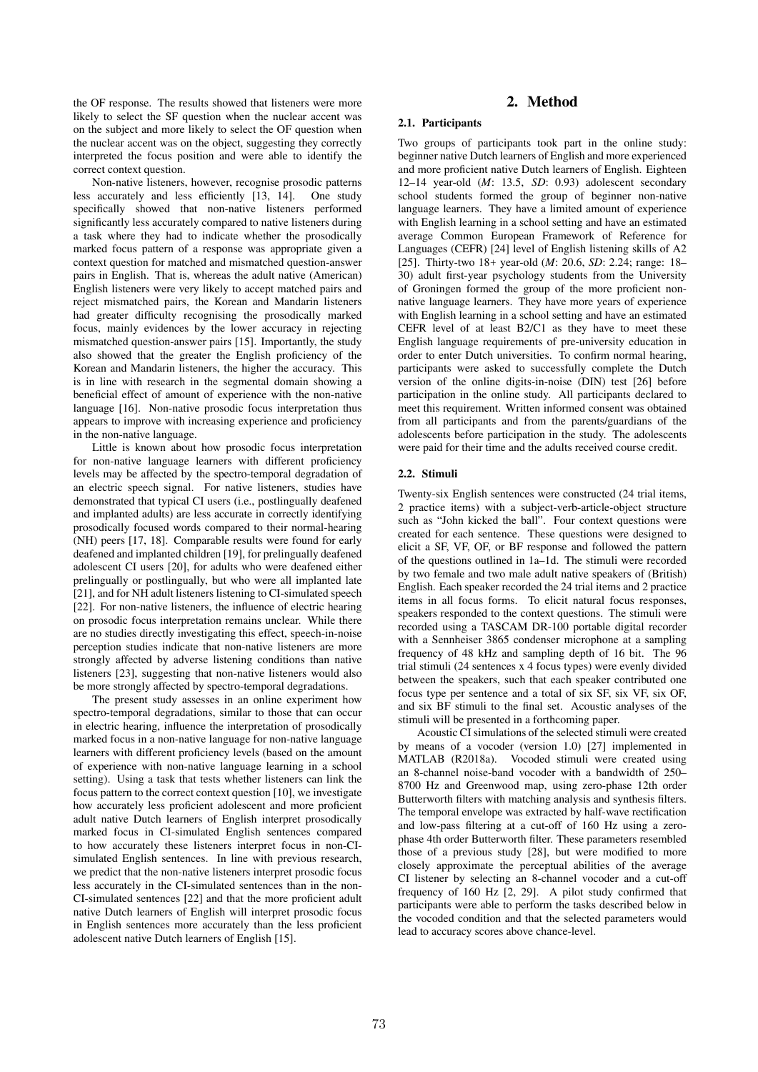the OF response. The results showed that listeners were more likely to select the SF question when the nuclear accent was on the subject and more likely to select the OF question when the nuclear accent was on the object, suggesting they correctly interpreted the focus position and were able to identify the correct context question.

Non-native listeners, however, recognise prosodic patterns less accurately and less efficiently [13, 14]. One study specifically showed that non-native listeners performed significantly less accurately compared to native listeners during a task where they had to indicate whether the prosodically marked focus pattern of a response was appropriate given a context question for matched and mismatched question-answer pairs in English. That is, whereas the adult native (American) English listeners were very likely to accept matched pairs and reject mismatched pairs, the Korean and Mandarin listeners had greater difficulty recognising the prosodically marked focus, mainly evidences by the lower accuracy in rejecting mismatched question-answer pairs [15]. Importantly, the study also showed that the greater the English proficiency of the Korean and Mandarin listeners, the higher the accuracy. This is in line with research in the segmental domain showing a beneficial effect of amount of experience with the non-native language [16]. Non-native prosodic focus interpretation thus appears to improve with increasing experience and proficiency in the non-native language.

Little is known about how prosodic focus interpretation for non-native language learners with different proficiency levels may be affected by the spectro-temporal degradation of an electric speech signal. For native listeners, studies have demonstrated that typical CI users (i.e., postlingually deafened and implanted adults) are less accurate in correctly identifying prosodically focused words compared to their normal-hearing (NH) peers [17, 18]. Comparable results were found for early deafened and implanted children [19], for prelingually deafened adolescent CI users [20], for adults who were deafened either prelingually or postlingually, but who were all implanted late [21], and for NH adult listeners listening to CI-simulated speech [22]. For non-native listeners, the influence of electric hearing on prosodic focus interpretation remains unclear. While there are no studies directly investigating this effect, speech-in-noise perception studies indicate that non-native listeners are more strongly affected by adverse listening conditions than native listeners [23], suggesting that non-native listeners would also be more strongly affected by spectro-temporal degradations.

The present study assesses in an online experiment how spectro-temporal degradations, similar to those that can occur in electric hearing, influence the interpretation of prosodically marked focus in a non-native language for non-native language learners with different proficiency levels (based on the amount of experience with non-native language learning in a school setting). Using a task that tests whether listeners can link the focus pattern to the correct context question [10], we investigate how accurately less proficient adolescent and more proficient adult native Dutch learners of English interpret prosodically marked focus in CI-simulated English sentences compared to how accurately these listeners interpret focus in non-CI-simulated English sentences. In line with previous research, we predict that the non-native listeners interpret prosodic focus less accurately in the CI-simulated sentences than in the non-CI-simulated sentences [22] and that the more proficient adult native Dutch learners of English will interpret prosodic focus in English sentences more accurately than the less proficient adolescent native Dutch learners of English [15].

## 2. Method

### 2.1. Participants

Two groups of participants took part in the online study: beginner native Dutch learners of English and more experienced and more proficient native Dutch learners of English. Eighteen 12–14 year-old (*M*: 13.5, *SD*: 0.93) adolescent secondary school students formed the group of beginner non-native language learners. They have a limited amount of experience with English learning in a school setting and have an estimated average Common European Framework of Reference for Languages (CEFR) [24] level of English listening skills of A2 [25]. Thirty-two 18+ year-old (*M*: 20.6, *SD*: 2.24; range: 18–30) adult first-year psychology students from the University of Groningen formed the group of the more proficient non-native language learners. They have more years of experience with English learning in a school setting and have an estimated CEFR level of at least B2/C1 as they have to meet these English language requirements of pre-university education in order to enter Dutch universities. To confirm normal hearing, participants were asked to successfully complete the Dutch version of the online digits-in-noise (DIN) test [26] before participation in the online study. All participants declared to meet this requirement. Written informed consent was obtained from all participants and from the parents/guardians of the adolescents before participation in the study. The adolescents were paid for their time and the adults received course credit.

### 2.2. Stimuli

Twenty-six English sentences were constructed (24 trial items, 2 practice items) with a subject-verb-article-object structure such as "John kicked the ball". Four context questions were created for each sentence. These questions were designed to elicit a SF, VF, OF, or BF response and followed the pattern of the questions outlined in 1a–1d. The stimuli were recorded by two female and two male adult native speakers of (British) English. Each speaker recorded the 24 trial items and 2 practice items in all focus forms. To elicit natural focus responses, speakers responded to the context questions. The stimuli were recorded using a TASCAM DR-100 portable digital recorder with a Sennheiser 3865 condenser microphone at a sampling frequency of 48 kHz and sampling depth of 16 bit. The 96 trial stimuli (24 sentences x 4 focus types) were evenly divided between the speakers, such that each speaker contributed one focus type per sentence and a total of six SF, six VF, six OF, and six BF stimuli to the final set. Acoustic analyses of the stimuli will be presented in a forthcoming paper.

Acoustic CI simulations of the selected stimuli were created by means of a vocoder (version 1.0) [27] implemented in MATLAB (R2018a). Vocoded stimuli were created using an 8-channel noise-band vocoder with a bandwidth of 250–8700 Hz and Greenwood map, using zero-phase 12th order Butterworth filters with matching analysis and synthesis filters. The temporal envelope was extracted by half-wave rectification and low-pass filtering at a cut-off of 160 Hz using a zero-phase 4th order Butterworth filter. These parameters resembled those of a previous study [28], but were modified to more closely approximate the perceptual abilities of the average CI listener by selecting an 8-channel vocoder and a cut-off frequency of 160 Hz [2, 29]. A pilot study confirmed that participants were able to perform the tasks described below in the vocoded condition and that the selected parameters would lead to accuracy scores above chance-level.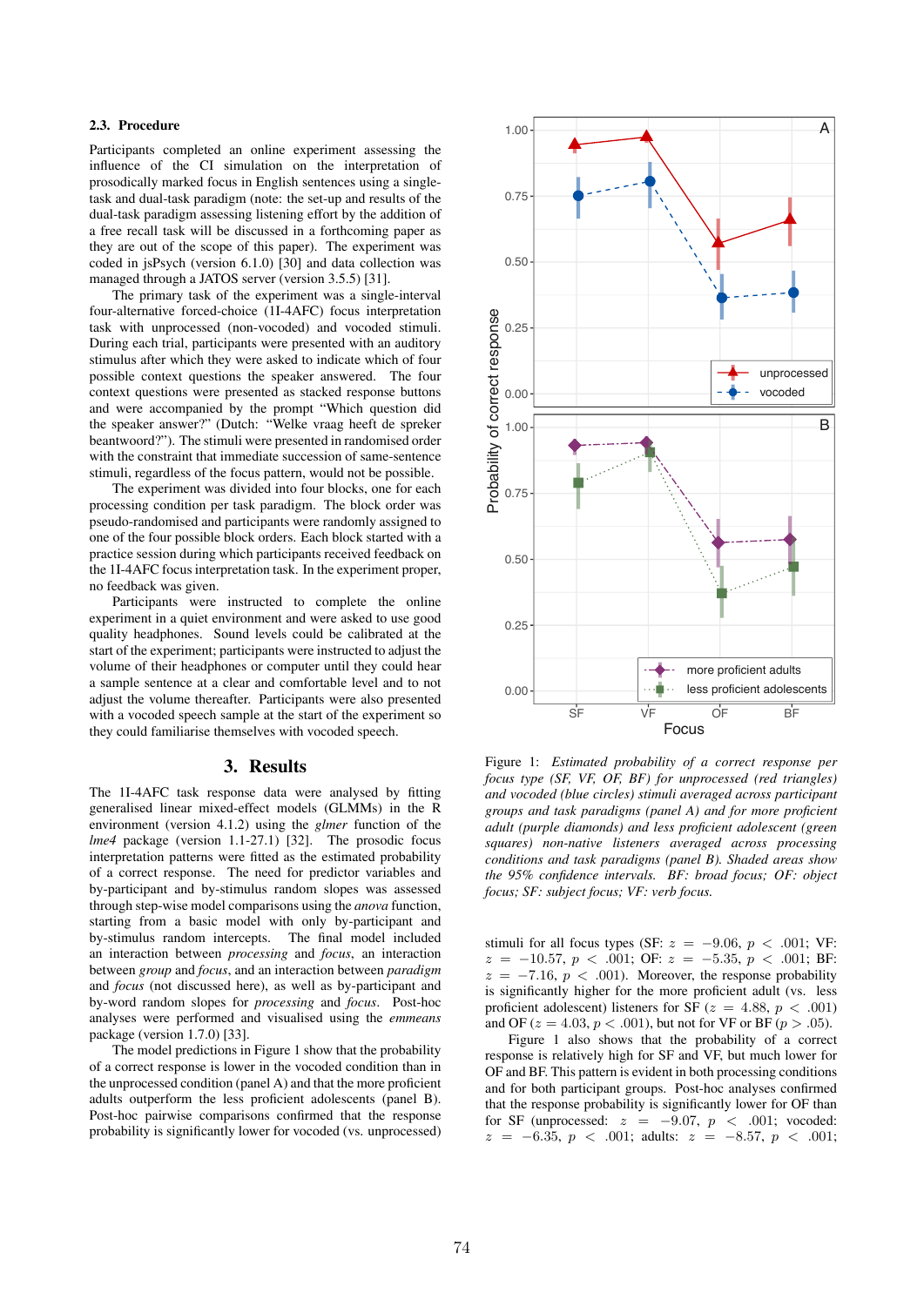### 2.3. Procedure

Participants completed an online experiment assessing the influence of the CI simulation on the interpretation of prosodically marked focus in English sentences using a single-task and dual-task paradigm (note: the set-up and results of the dual-task paradigm assessing listening effort by the addition of a free recall task will be discussed in a forthcoming paper as they are out of the scope of this paper). The experiment was coded in jsPsych (version 6.1.0) [30] and data collection was managed through a JATOS server (version 3.5.5) [31].

The primary task of the experiment was a single-interval four-alternative forced-choice (1I-4AFC) focus interpretation task with unprocessed (non-vocoded) and vocoded stimuli. During each trial, participants were presented with an auditory stimulus after which they were asked to indicate which of four possible context questions the speaker answered. The four context questions were presented as stacked response buttons and were accompanied by the prompt "Which question did the speaker answer?" (Dutch: "Welke vraag heeft de spreker beantwoord?"). The stimuli were presented in randomised order with the constraint that immediate succession of same-sentence stimuli, regardless of the focus pattern, would not be possible.

The experiment was divided into four blocks, one for each processing condition per task paradigm. The block order was pseudo-randomised and participants were randomly assigned to one of the four possible block orders. Each block started with a practice session during which participants received feedback on the 1I-4AFC focus interpretation task. In the experiment proper, no feedback was given.

Participants were instructed to complete the online experiment in a quiet environment and were asked to use good quality headphones. Sound levels could be calibrated at the start of the experiment; participants were instructed to adjust the volume of their headphones or computer until they could hear a sample sentence at a clear and comfortable level and to not adjust the volume thereafter. Participants were also presented with a vocoded speech sample at the start of the experiment so they could familiarise themselves with vocoded speech.

## 3. Results

The 1I-4AFC task response data were analysed by fitting generalised linear mixed-effect models (GLMMs) in the R environment (version 4.1.2) using the *glmer* function of the *lme4* package (version 1.1-27.1) [32]. The prosodic focus interpretation patterns were fitted as the estimated probability of a correct response. The need for predictor variables and by-participant and by-stimulus random slopes was assessed through step-wise model comparisons using the *anova* function, starting from a basic model with only by-participant and by-stimulus random intercepts. The final model included an interaction between *processing* and *focus*, an interaction between *group* and *focus*, and an interaction between *paradigm* and *focus* (not discussed here), as well as by-participant and by-word random slopes for *processing* and *focus*. Post-hoc analyses were performed and visualised using the *emmeans* package (version 1.7.0) [33].

The model predictions in Figure 1 show that the probability of a correct response is lower in the vocoded condition than in the unprocessed condition (panel A) and that the more proficient adults outperform the less proficient adolescents (panel B). Post-hoc pairwise comparisons confirmed that the response probability is significantly lower for vocoded (vs. unprocessed) stimuli for all focus types (SF: $z = -9.06$, $p < .001$; VF: $z = -10.57$, $p < .001$; OF: $z = -5.35$, $p < .001$; BF: $z = -7.16$, $p < .001$). Moreover, the response probability is significantly higher for the more proficient adult (vs. less proficient adolescent) listeners for SF ($z = 4.88$, $p < .001$) and OF ($z = 4.03$, $p < .001$), but not for VF or BF ($p > .05$).

Figure 1 also shows that the probability of a correct response is relatively high for SF and VF, but much lower for OF and BF. This pattern is evident in both processing conditions and for both participant groups. Post-hoc analyses confirmed that the response probability is significantly lower for OF than for SF (unprocessed: $z = -9.07$, $p < .001$; vocoded: $z = -6.35$, $p < .001$; adults: $z = -8.57$, $p < .001$;

Figure 1: *Estimated probability of a correct response per focus type (SF, VF, OF, BF) for unprocessed (red triangles) and vocoded (blue circles) stimuli averaged across participant groups and task paradigms (panel A) and for more proficient adult (purple diamonds) and less proficient adolescent (green squares) non-native listeners averaged across processing conditions and task paradigms (panel B). Shaded areas show the 95% confidence intervals. BF: broad focus; OF: object focus; SF: subject focus; VF: verb focus.*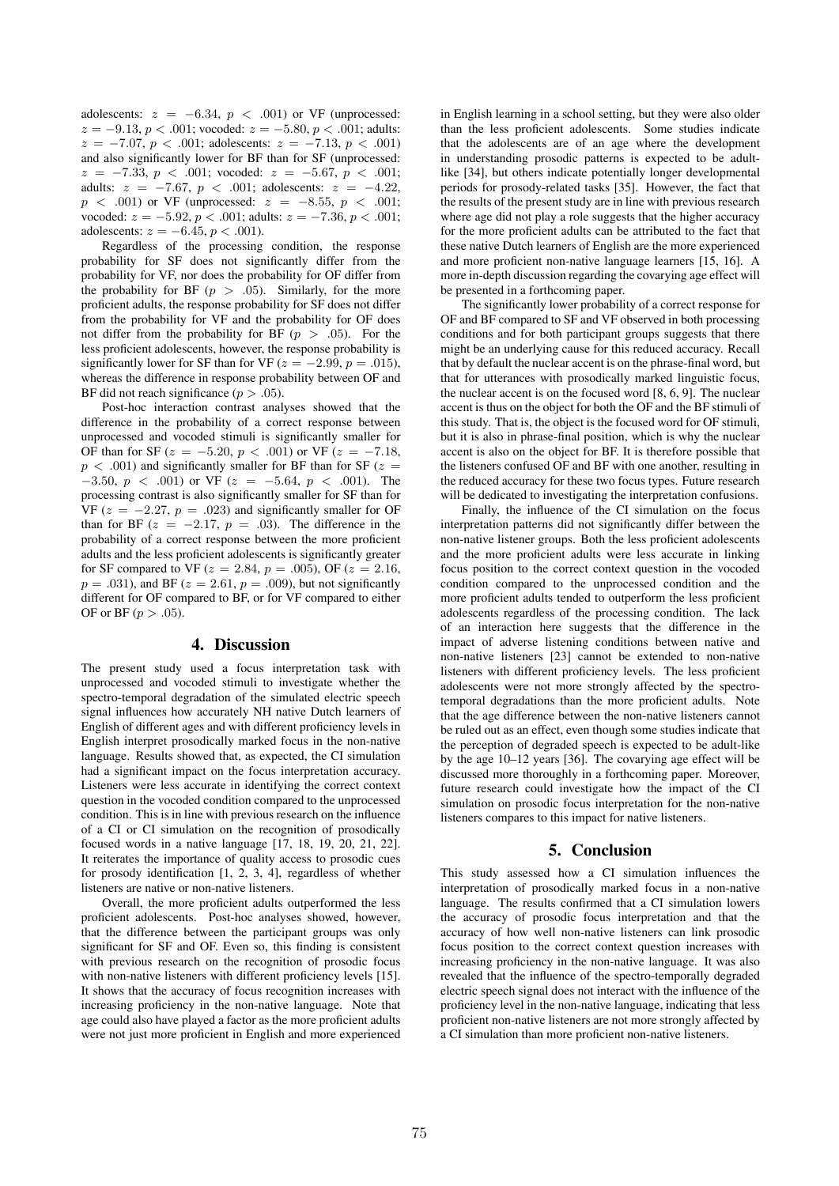adolescents: $z = -6.34$, $p < .001$) or VF (unprocessed: $z = -9.13$, $p < .001$; vocoded: $z = -5.80$, $p < .001$; adults: $z = -7.07$, $p < .001$; adolescents: $z = -7.13$, $p < .001$) and also significantly lower for BF than for SF (unprocessed: $z = -7.33$, $p < .001$; vocoded: $z = -5.67$, $p < .001$; adults: $z = -7.67$, $p < .001$; adolescents: $z = -4.22$, $p < .001$) or VF (unprocessed: $z = -8.55$, $p < .001$; vocoded: $z = -5.92$, $p < .001$; adults: $z = -7.36$, $p < .001$; adolescents: $z = -6.45$, $p < .001$).

Regardless of the processing condition, the response probability for SF does not significantly differ from the probability for VF, nor does the probability for OF differ from the probability for BF ($p > .05$). Similarly, for the more proficient adults, the response probability for SF does not differ from the probability for VF and the probability for OF does not differ from the probability for BF ($p > .05$). For the less proficient adolescents, however, the response probability is significantly lower for SF than for VF ($z = -2.99$, $p = .015$), whereas the difference in response probability between OF and BF did not reach significance ($p > .05$).

Post-hoc interaction contrast analyses showed that the difference in the probability of a correct response between unprocessed and vocoded stimuli is significantly smaller for OF than for SF ($z = -5.20$, $p < .001$) or VF ($z = -7.18$, $p < .001$) and significantly smaller for BF than for SF ($z = -3.50$, $p < .001$) or VF ($z = -5.64$, $p < .001$). The processing contrast is also significantly smaller for SF than for VF ($z = -2.27$, $p = .023$) and significantly smaller for OF than for BF ($z = -2.17$, $p = .03$). The difference in the probability of a correct response between the more proficient adults and the less proficient adolescents is significantly greater for SF compared to VF ($z = 2.84$, $p = .005$), OF ($z = 2.16$, $p = .031$), and BF ($z = 2.61$, $p = .009$), but not significantly different for OF compared to BF, or for VF compared to either OF or BF ($p > .05$).

## 4. Discussion

The present study used a focus interpretation task with unprocessed and vocoded stimuli to investigate whether the spectro-temporal degradation of the simulated electric speech signal influences how accurately NH native Dutch learners of English of different ages and with different proficiency levels in English interpret prosodically marked focus in the non-native language. Results showed that, as expected, the CI simulation had a significant impact on the focus interpretation accuracy. Listeners were less accurate in identifying the correct context question in the vocoded condition compared to the unprocessed condition. This is in line with previous research on the influence of a CI or CI simulation on the recognition of prosodically focused words in a native language [17, 18, 19, 20, 21, 22]. It reiterates the importance of quality access to prosodic cues for prosody identification [1, 2, 3, 4], regardless of whether listeners are native or non-native listeners.

Overall, the more proficient adults outperformed the less proficient adolescents. Post-hoc analyses showed, however, that the difference between the participant groups was only significant for SF and OF. Even so, this finding is consistent with previous research on the recognition of prosodic focus with non-native listeners with different proficiency levels [15]. It shows that the accuracy of focus recognition increases with increasing proficiency in the non-native language. Note that age could also have played a factor as the more proficient adults were not just more proficient in English and more experienced in English learning in a school setting, but they were also older than the less proficient adolescents. Some studies indicate that the adolescents are of an age where the development in understanding prosodic patterns is expected to be adult-like [34], but others indicate potentially longer developmental periods for prosody-related tasks [35]. However, the fact that the results of the present study are in line with previous research where age did not play a role suggests that the higher accuracy for the more proficient adults can be attributed to the fact that these native Dutch learners of English are the more experienced and more proficient non-native language learners [15, 16]. A more in-depth discussion regarding the covarying age effect will be presented in a forthcoming paper.

The significantly lower probability of a correct response for OF and BF compared to SF and VF observed in both processing conditions and for both participant groups suggests that there might be an underlying cause for this reduced accuracy. Recall that by default the nuclear accent is on the phrase-final word, but that for utterances with prosodically marked linguistic focus, the nuclear accent is on the focused word [8, 6, 9]. The nuclear accent is thus on the object for both the OF and the BF stimuli of this study. That is, the object is the focused word for OF stimuli, but it is also in phrase-final position, which is why the nuclear accent is also on the object for BF. It is therefore possible that the listeners confused OF and BF with one another, resulting in the reduced accuracy for these two focus types. Future research will be dedicated to investigating the interpretation confusions.

Finally, the influence of the CI simulation on the focus interpretation patterns did not significantly differ between the non-native listener groups. Both the less proficient adolescents and the more proficient adults were less accurate in linking focus position to the correct context question in the vocoded condition compared to the unprocessed condition and the more proficient adults tended to outperform the less proficient adolescents regardless of the processing condition. The lack of an interaction here suggests that the difference in the impact of adverse listening conditions between native and non-native listeners [23] cannot be extended to non-native listeners with different proficiency levels. The less proficient adolescents were not more strongly affected by the spectro-temporal degradations than the more proficient adults. Note that the age difference between the non-native listeners cannot be ruled out as an effect, even though some studies indicate that the perception of degraded speech is expected to be adult-like by the age 10–12 years [36]. The covarying age effect will be discussed more thoroughly in a forthcoming paper. Moreover, future research could investigate how the impact of the CI simulation on prosodic focus interpretation for the non-native listeners compares to this impact for native listeners.

## 5. Conclusion

This study assessed how a CI simulation influences the interpretation of prosodically marked focus in a non-native language. The results confirmed that a CI simulation lowers the accuracy of prosodic focus interpretation and that the accuracy of how well non-native listeners can link prosodic focus position to the correct context question increases with increasing proficiency in the non-native language. It was also revealed that the influence of the spectro-temporally degraded electric speech signal does not interact with the influence of the proficiency level in the non-native language, indicating that less proficient non-native listeners are not more strongly affected by a CI simulation than more proficient non-native listeners.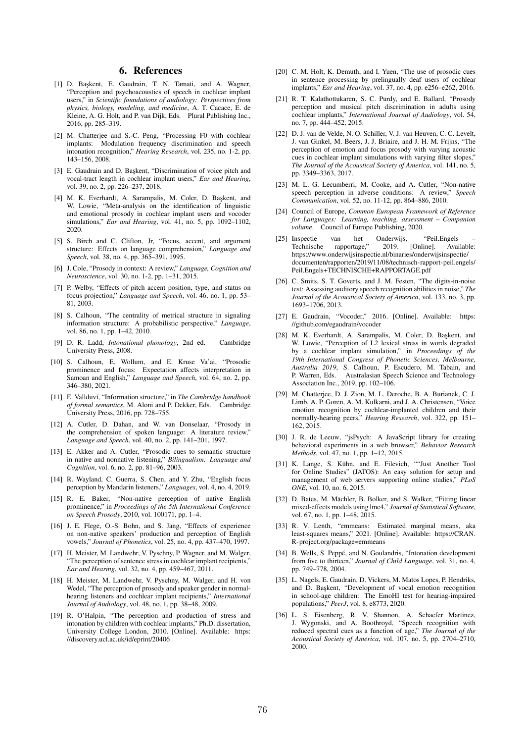## 6. References

[1] D. Başkent, E. Gaudrain, T. N. Tamati, and A. Wagner, "Perception and psychoacoustics of speech in cochlear implant users," in *Scientific foundations of audiology: Perspectives from physics, biology, modeling, and medicine*, A. T. Cacace, E. de Kleine, A. G. Holt, and P. van Dijk, Eds. Plural Publishing Inc., 2016, pp. 285–319.

[2] M. Chatterjee and S.-C. Peng, "Processing F0 with cochlear implants: Modulation frequency discrimination and speech intonation recognition," *Hearing Research*, vol. 235, no. 1-2, pp. 143–156, 2008.

[3] E. Gaudrain and D. Başkent, "Discrimination of voice pitch and vocal-tract length in cochlear implant users," *Ear and Hearing*, vol. 39, no. 2, pp. 226–237, 2018.

[4] M. K. Everhardt, A. Sarampalis, M. Coler, D. Başkent, and W. Lowie, "Meta-analysis on the identification of linguistic and emotional prosody in cochlear implant users and vocoder simulations," *Ear and Hearing*, vol. 41, no. 5, pp. 1092–1102, 2020.

[5] S. Birch and C. Clifton, Jr, "Focus, accent, and argument structure: Effects on language comprehension," *Language and Speech*, vol. 38, no. 4, pp. 365–391, 1995.

[6] J. Cole, "Prosody in context: A review," *Language, Cognition and Neuroscience*, vol. 30, no. 1-2, pp. 1–31, 2015.

[7] P. Welby, "Effects of pitch accent position, type, and status on focus projection," *Language and Speech*, vol. 46, no. 1, pp. 53–81, 2003.

[8] S. Calhoun, "The centrality of metrical structure in signaling information structure: A probabilistic perspective," *Language*, vol. 86, no. 1, pp. 1–42, 2010.

[9] D. R. Ladd, *Intonational phonology*, 2nd ed. Cambridge University Press, 2008.

[10] S. Calhoun, E. Wollum, and E. Kruse Va'ai, "Prosodic prominence and focus: Expectation affects interpretation in Samoan and English," *Language and Speech*, vol. 64, no. 2, pp. 346–380, 2021.

[11] E. Vallduví, "Information structure," in *The Cambridge handbook of formal semantics*, M. Aloni and P. Dekker, Eds. Cambridge University Press, 2016, pp. 728–755.

[12] A. Cutler, D. Dahan, and W. van Donselaar, "Prosody in the comprehension of spoken language: A literature review," *Language and Speech*, vol. 40, no. 2, pp. 141–201, 1997.

[13] E. Akker and A. Cutler, "Prosodic cues to semantic structure in native and nonnative listening," *Bilingualism: Language and Cognition*, vol. 6, no. 2, pp. 81–96, 2003.

[14] R. Wayland, C. Guerra, S. Chen, and Y. Zhu, "English focus perception by Mandarin listeners," *Languages*, vol. 4, no. 4, 2019.

[15] R. E. Baker, "Non-native perception of native English prominence," in *Proceedings of the 5th International Conference on Speech Prosody*, 2010, vol. 100171, pp. 1–4.

[16] J. E. Flege, O.-S. Bohn, and S. Jang, "Effects of experience on non-native speakers' production and perception of English vowels," *Journal of Phonetics*, vol. 25, no. 4, pp. 437–470, 1997.

[17] H. Meister, M. Landwehr, V. Pyschny, P. Wagner, and M. Walger, "The perception of sentence stress in cochlear implant recipients," *Ear and Hearing*, vol. 32, no. 4, pp. 459–467, 2011.

[18] H. Meister, M. Landwehr, V. Pyschny, M. Walger, and H. von Wedel, "The perception of prosody and speaker gender in normal-hearing listeners and cochlear implant recipients," *International Journal of Audiology*, vol. 48, no. 1, pp. 38–48, 2009.

[19] R. O'Halpin, "The perception and production of stress and intonation by children with cochlear implants," Ph.D. dissertation, University College London, 2010. [Online]. Available: https://discovery.ucl.ac.uk/id/eprint/20406

[20] C. M. Holt, K. Demuth, and I. Yuen, "The use of prosodic cues in sentence processing by prelingually deaf users of cochlear implants," *Ear and Hearing*, vol. 37, no. 4, pp. e256–e262, 2016.

[21] R. T. Kalathottukaren, S. C. Purdy, and E. Ballard, "Prosody perception and musical pitch discrimination in adults using cochlear implants," *International Journal of Audiology*, vol. 54, no. 7, pp. 444–452, 2015.

[22] D. J. van de Velde, N. O. Schiller, V. J. van Heuven, C. C. Levelt, J. van Ginkel, M. Beers, J. J. Briaire, and J. H. M. Frijns, "The perception of emotion and focus prosody with varying acoustic cues in cochlear implant simulations with varying filter slopes," *The Journal of the Acoustical Society of America*, vol. 141, no. 5, pp. 3349–3363, 2017.

[23] M. L. G. Lecumberri, M. Cooke, and A. Cutler, "Non-native speech perception in adverse conditions: A review," *Speech Communication*, vol. 52, no. 11-12, pp. 864–886, 2010.

[24] Council of Europe, *Common European Framework of Reference for Languages: Learning, teaching, assessment – Companion volume*. Council of Europe Publishing, 2020.

[25] Inspectie van het Onderwijs, "Peil.Engels – Technische rapportage," 2019. [Online]. Available: https://www.onderwijsinspectie.nl/binaries/onderwijsinspectie/documenten/rapporten/2019/11/08/technisch-rapport-peil.engels/Peil.Engels+TECHNISCHE+RAPPORTAGE.pdf

[26] C. Smits, S. T. Goverts, and J. M. Festen, "The digits-in-noise test: Assessing auditory speech recognition abilities in noise," *The Journal of the Acoustical Society of America*, vol. 133, no. 3, pp. 1693–1706, 2013.

[27] E. Gaudrain, "Vocoder," 2016. [Online]. Available: https://github.com/egaudrain/vocoder

[28] M. K. Everhardt, A. Sarampalis, M. Coler, D. Başkent, and W. Lowie, "Perception of L2 lexical stress in words degraded by a cochlear implant simulation," in *Proceedings of the 19th International Congress of Phonetic Sciences, Melbourne, Australia 2019*, S. Calhoun, P. Escudero, M. Tabain, and P. Warren, Eds. Australasian Speech Science and Technology Association Inc., 2019, pp. 102–106.

[29] M. Chatterjee, D. J. Zion, M. L. Deroche, B. A. Burianek, C. J. Limb, A. P. Goren, A. M. Kulkarni, and J. A. Christensen, "Voice emotion recognition by cochlear-implanted children and their normally-hearing peers," *Hearing Research*, vol. 322, pp. 151–162, 2015.

[30] J. R. de Leeuw, "jsPsych: A JavaScript library for creating behavioral experiments in a web browser," *Behavior Research Methods*, vol. 47, no. 1, pp. 1–12, 2015.

[31] K. Lange, S. Kühn, and E. Filevich, ""Just Another Tool for Online Studies" (JATOS): An easy solution for setup and management of web servers supporting online studies," *PLoS ONE*, vol. 10, no. 6, 2015.

[32] D. Bates, M. Mächler, B. Bolker, and S. Walker, "Fitting linear mixed-effects models using lme4," *Journal of Statistical Software*, vol. 67, no. 1, pp. 1–48, 2015.

[33] R. V. Lenth, "emmeans: Estimated marginal means, aka least-squares means," 2021. [Online]. Available: https://CRAN.R-project.org/package=emmeans

[34] B. Wells, S. Peppé, and N. Goulandris, "Intonation development from five to thirteen," *Journal of Child Language*, vol. 31, no. 4, pp. 749–778, 2004.

[35] L. Nagels, E. Gaudrain, D. Vickers, M. Matos Lopes, P. Hendriks, and D. Başkent, "Development of vocal emotion recognition in school-age children: The EmoHI test for hearing-impaired populations," *PeerJ*, vol. 8, e8773, 2020.

[36] L. S. Eisenberg, R. V. Shannon, A. Schaefer Martinez, J. Wygonski, and A. Boothroyd, "Speech recognition with reduced spectral cues as a function of age," *The Journal of the Acoustical Society of America*, vol. 107, no. 5, pp. 2704–2710, 2000.